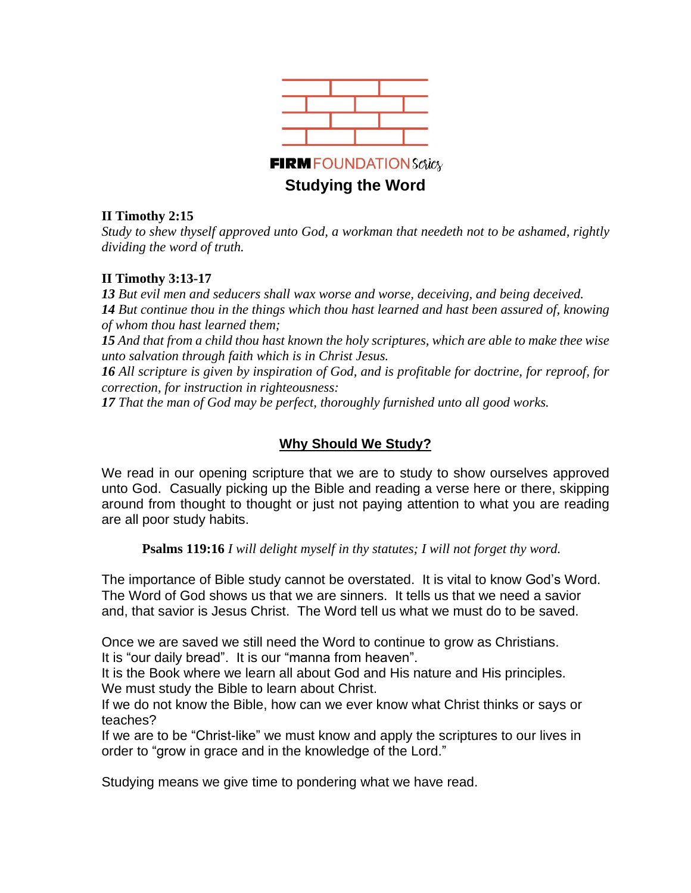**FIRM** FOUNDATION *Series*

# Studying the Word

**II Timothy 2:15**
*Study to shew thyself approved unto God, a workman that needeth not to be ashamed, rightly dividing the word of truth.*

**II Timothy 3:13-17**
***13*** *But evil men and seducers shall wax worse and worse, deceiving, and being deceived.*
***14*** *But continue thou in the things which thou hast learned and hast been assured of, knowing of whom thou hast learned them;*
***15*** *And that from a child thou hast known the holy scriptures, which are able to make thee wise unto salvation through faith which is in Christ Jesus.*
***16*** *All scripture is given by inspiration of God, and is profitable for doctrine, for reproof, for correction, for instruction in righteousness:*
***17*** *That the man of God may be perfect, thoroughly furnished unto all good works.*

## Why Should We Study?

We read in our opening scripture that we are to study to show ourselves approved unto God. Casually picking up the Bible and reading a verse here or there, skipping around from thought to thought or just not paying attention to what you are reading are all poor study habits.

> **Psalms 119:16** *I will delight myself in thy statutes; I will not forget thy word.*

The importance of Bible study cannot be overstated. It is vital to know God's Word. The Word of God shows us that we are sinners. It tells us that we need a savior and, that savior is Jesus Christ. The Word tell us what we must do to be saved.

Once we are saved we still need the Word to continue to grow as Christians.
It is "our daily bread". It is our "manna from heaven".
It is the Book where we learn all about God and His nature and His principles.
We must study the Bible to learn about Christ.
If we do not know the Bible, how can we ever know what Christ thinks or says or teaches?
If we are to be "Christ-like" we must know and apply the scriptures to our lives in order to "grow in grace and in the knowledge of the Lord."

Studying means we give time to pondering what we have read.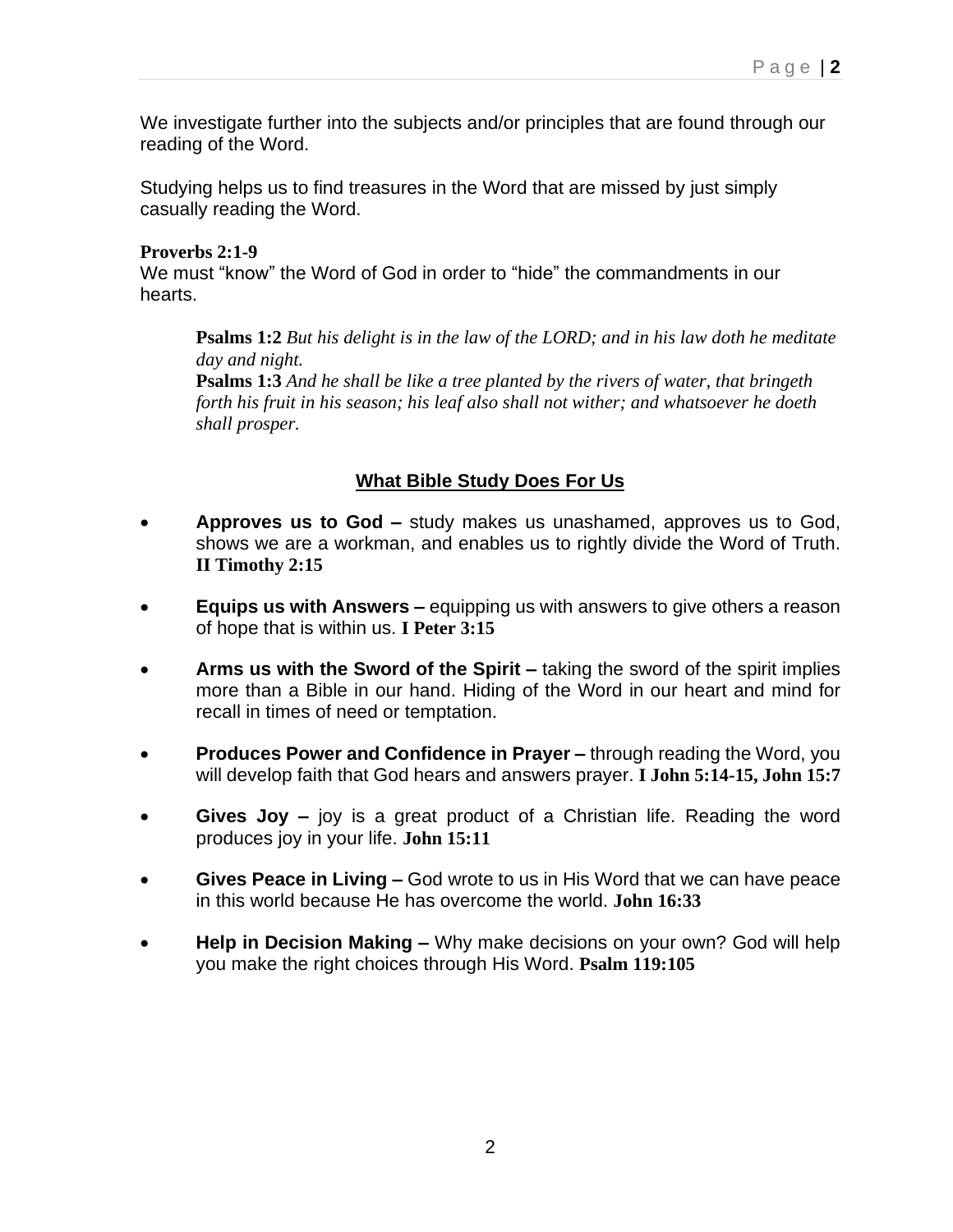We investigate further into the subjects and/or principles that are found through our reading of the Word.

Studying helps us to find treasures in the Word that are missed by just simply casually reading the Word.

**Proverbs 2:1-9**
We must "know" the Word of God in order to "hide" the commandments in our hearts.

> **Psalms 1:2** *But his delight is in the law of the LORD; and in his law doth he meditate day and night.*
> **Psalms 1:3** *And he shall be like a tree planted by the rivers of water, that bringeth forth his fruit in his season; his leaf also shall not wither; and whatsoever he doeth shall prosper.*

## What Bible Study Does For Us

- **Approves us to God –** study makes us unashamed, approves us to God, shows we are a workman, and enables us to rightly divide the Word of Truth. **II Timothy 2:15**
- **Equips us with Answers –** equipping us with answers to give others a reason of hope that is within us. **I Peter 3:15**
- **Arms us with the Sword of the Spirit –** taking the sword of the spirit implies more than a Bible in our hand. Hiding of the Word in our heart and mind for recall in times of need or temptation.
- **Produces Power and Confidence in Prayer –** through reading the Word, you will develop faith that God hears and answers prayer. **I John 5:14-15, John 15:7**
- **Gives Joy –** joy is a great product of a Christian life. Reading the word produces joy in your life. **John 15:11**
- **Gives Peace in Living –** God wrote to us in His Word that we can have peace in this world because He has overcome the world. **John 16:33**
- **Help in Decision Making –** Why make decisions on your own? God will help you make the right choices through His Word. **Psalm 119:105**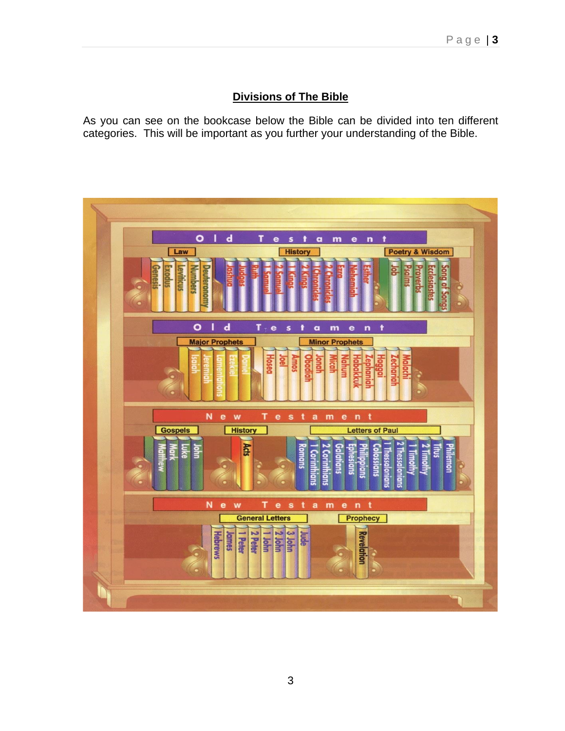## Divisions of The Bible

As you can see on the bookcase below the Bible can be divided into ten different categories. This will be important as you further your understanding of the Bible.

**Old Testament**

- **Law:** Genesis, Exodus, Leviticus, Numbers, Deuteronomy
- **History:** Joshua, Judges, Ruth, 1 Samuel, 2 Samuel, 1 Kings, 2 Kings, 1 Chronicles, 2 Chronicles, Ezra, Nehemiah, Esther
- **Poetry & Wisdom:** Job, Psalms, Proverbs, Ecclesiastes, Song of Songs

**Old Testament**

- **Major Prophets:** Isaiah, Jeremiah, Lamentations, Ezekiel, Daniel
- **Minor Prophets:** Hosea, Joel, Amos, Obadiah, Jonah, Micah, Nahum, Habakkuk, Zephaniah, Haggai, Zechariah, Malachi

**New Testament**

- **Gospels:** Matthew, Mark, Luke, John
- **History:** Acts
- **Letters of Paul:** Romans, 1 Corinthians, 2 Corinthians, Galatians, Ephesians, Philippians, Colossians, 1 Thessalonians, 2 Thessalonians, 1 Timothy, 2 Timothy, Titus, Philemon

**New Testament**

- **General Letters:** Hebrews, James, 1 Peter, 2 Peter, 1 John, 2 John, 3 John, Jude
- **Prophecy:** Revelation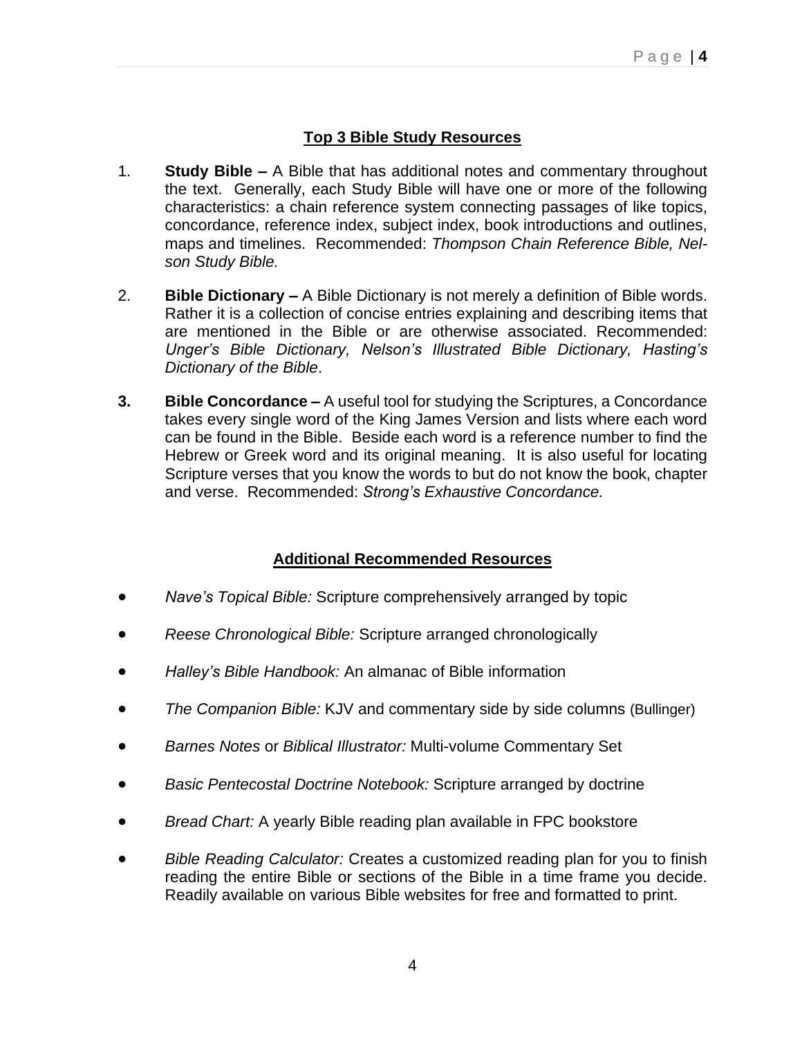## Top 3 Bible Study Resources

1. **Study Bible –** A Bible that has additional notes and commentary throughout the text. Generally, each Study Bible will have one or more of the following characteristics: a chain reference system connecting passages of like topics, concordance, reference index, subject index, book introductions and outlines, maps and timelines. Recommended: *Thompson Chain Reference Bible, Nelson Study Bible.*

2. **Bible Dictionary –** A Bible Dictionary is not merely a definition of Bible words. Rather it is a collection of concise entries explaining and describing items that are mentioned in the Bible or are otherwise associated. Recommended: *Unger's Bible Dictionary, Nelson's Illustrated Bible Dictionary, Hasting's Dictionary of the Bible*.

3. **Bible Concordance –** A useful tool for studying the Scriptures, a Concordance takes every single word of the King James Version and lists where each word can be found in the Bible. Beside each word is a reference number to find the Hebrew or Greek word and its original meaning. It is also useful for locating Scripture verses that you know the words to but do not know the book, chapter and verse. Recommended: *Strong's Exhaustive Concordance.*

## Additional Recommended Resources

- *Nave's Topical Bible:* Scripture comprehensively arranged by topic
- *Reese Chronological Bible:* Scripture arranged chronologically
- *Halley's Bible Handbook:* An almanac of Bible information
- *The Companion Bible:* KJV and commentary side by side columns (Bullinger)
- *Barnes Notes* or *Biblical Illustrator:* Multi-volume Commentary Set
- *Basic Pentecostal Doctrine Notebook:* Scripture arranged by doctrine
- *Bread Chart:* A yearly Bible reading plan available in FPC bookstore
- *Bible Reading Calculator:* Creates a customized reading plan for you to finish reading the entire Bible or sections of the Bible in a time frame you decide. Readily available on various Bible websites for free and formatted to print.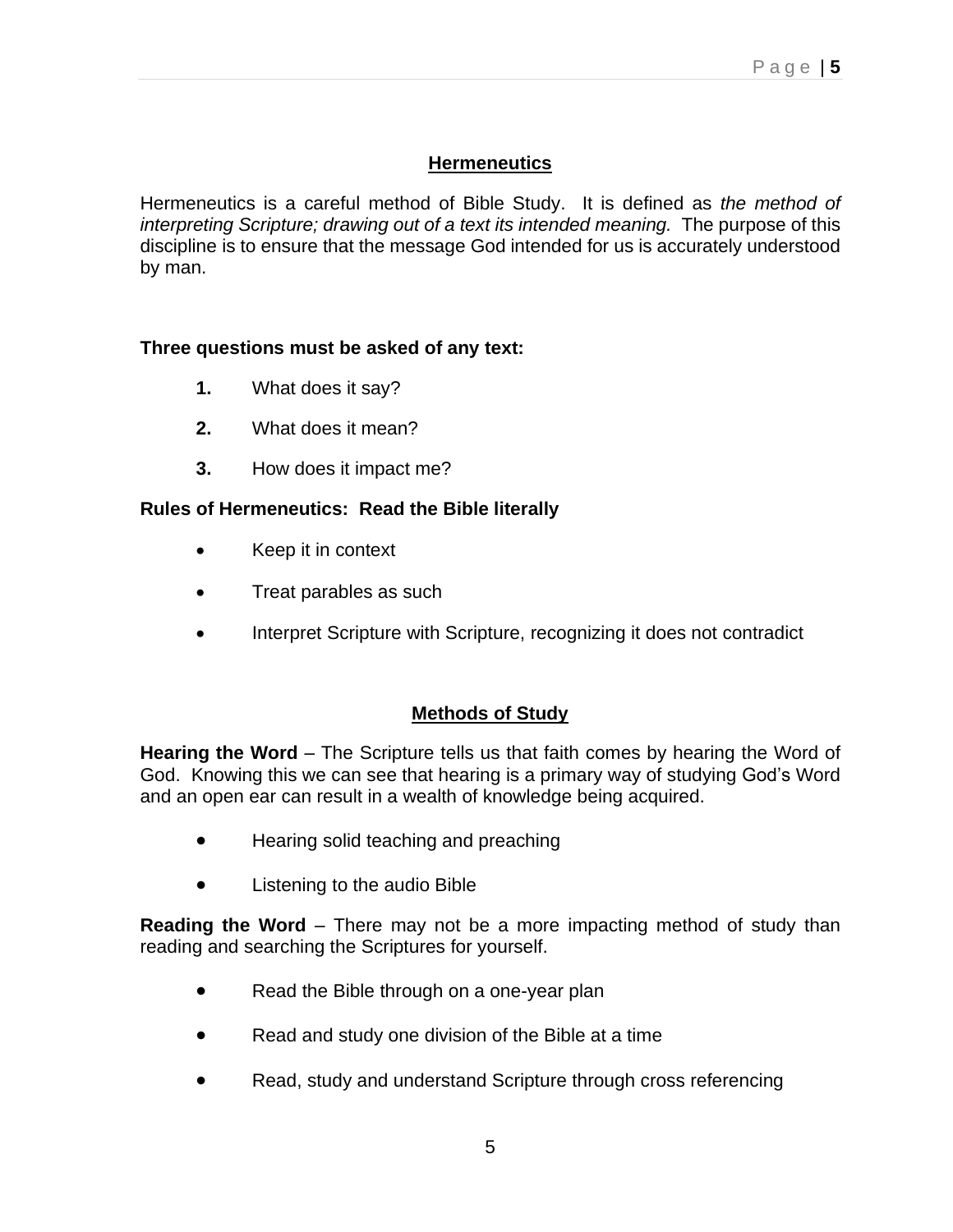## Hermeneutics

Hermeneutics is a careful method of Bible Study. It is defined as *the method of interpreting Scripture; drawing out of a text its intended meaning.* The purpose of this discipline is to ensure that the message God intended for us is accurately understood by man.

**Three questions must be asked of any text:**

1. What does it say?
2. What does it mean?
3. How does it impact me?

**Rules of Hermeneutics: Read the Bible literally**

- Keep it in context
- Treat parables as such
- Interpret Scripture with Scripture, recognizing it does not contradict

## Methods of Study

**Hearing the Word** – The Scripture tells us that faith comes by hearing the Word of God. Knowing this we can see that hearing is a primary way of studying God's Word and an open ear can result in a wealth of knowledge being acquired.

- Hearing solid teaching and preaching
- Listening to the audio Bible

**Reading the Word** – There may not be a more impacting method of study than reading and searching the Scriptures for yourself.

- Read the Bible through on a one-year plan
- Read and study one division of the Bible at a time
- Read, study and understand Scripture through cross referencing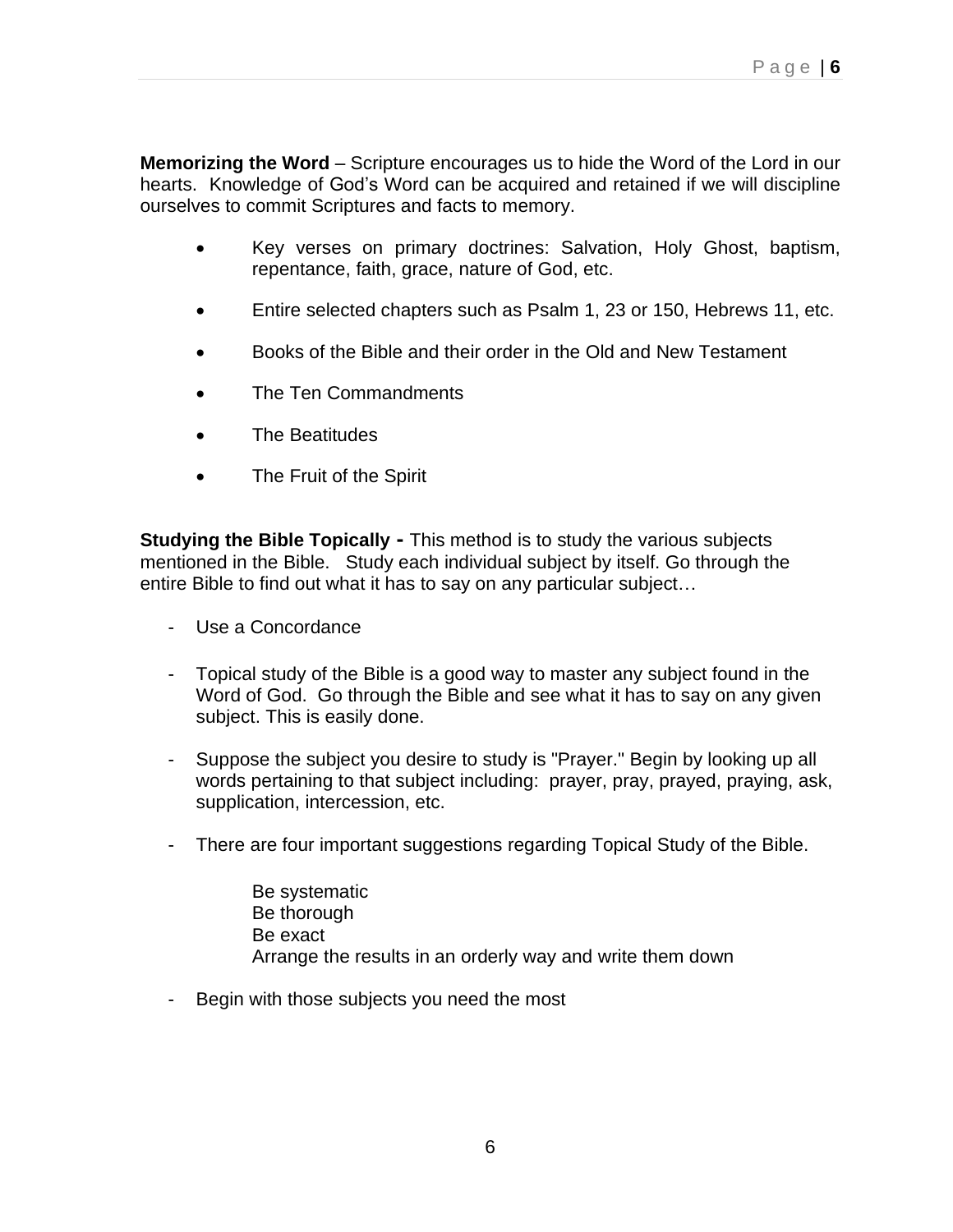**Memorizing the Word** – Scripture encourages us to hide the Word of the Lord in our hearts. Knowledge of God's Word can be acquired and retained if we will discipline ourselves to commit Scriptures and facts to memory.

- Key verses on primary doctrines: Salvation, Holy Ghost, baptism, repentance, faith, grace, nature of God, etc.
- Entire selected chapters such as Psalm 1, 23 or 150, Hebrews 11, etc.
- Books of the Bible and their order in the Old and New Testament
- The Ten Commandments
- The Beatitudes
- The Fruit of the Spirit

**Studying the Bible Topically -** This method is to study the various subjects mentioned in the Bible. Study each individual subject by itself. Go through the entire Bible to find out what it has to say on any particular subject…

- Use a Concordance
- Topical study of the Bible is a good way to master any subject found in the Word of God. Go through the Bible and see what it has to say on any given subject. This is easily done.
- Suppose the subject you desire to study is "Prayer." Begin by looking up all words pertaining to that subject including: prayer, pray, prayed, praying, ask, supplication, intercession, etc.
- There are four important suggestions regarding Topical Study of the Bible.

  Be systematic
  Be thorough
  Be exact
  Arrange the results in an orderly way and write them down

- Begin with those subjects you need the most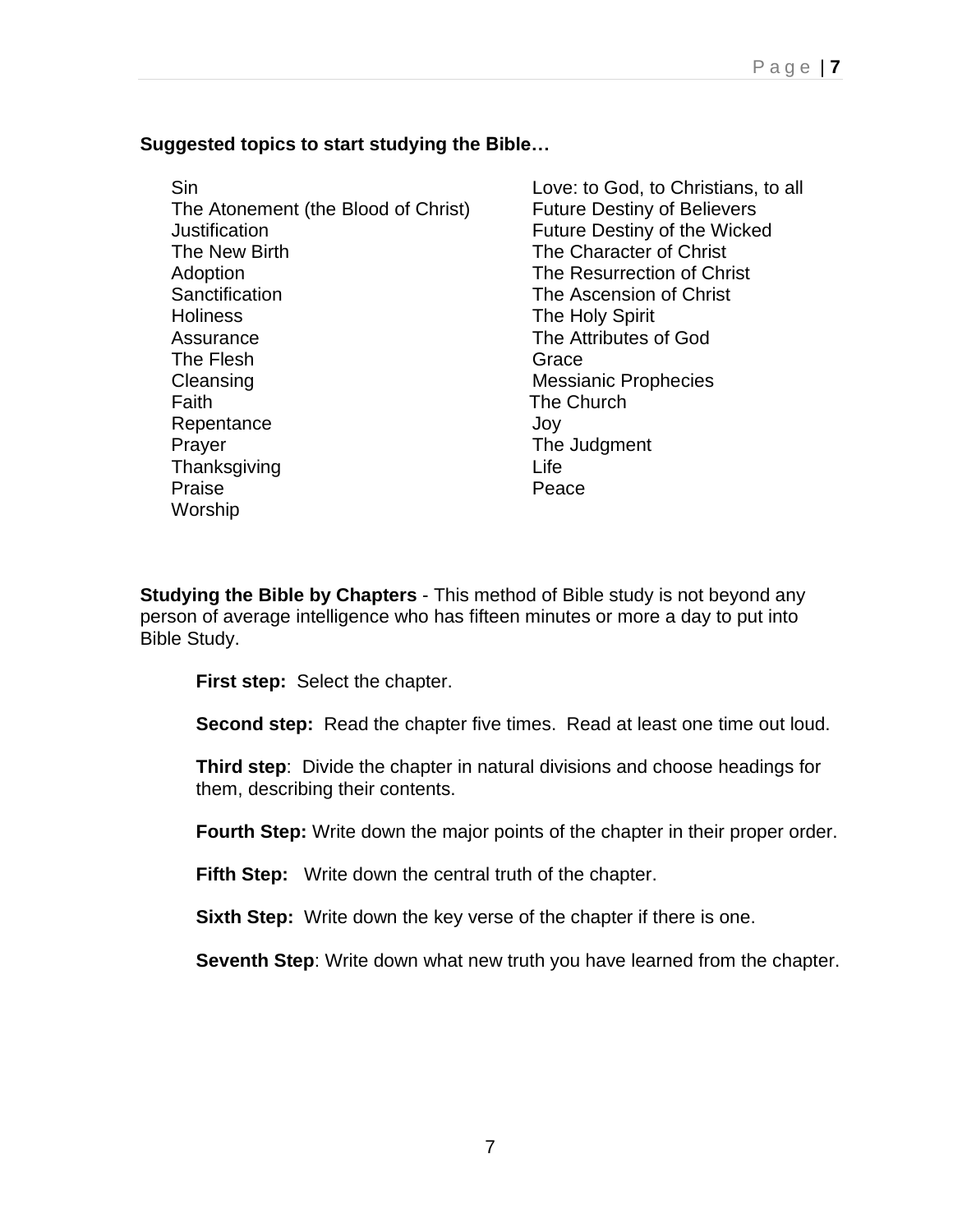**Suggested topics to start studying the Bible…**

- Sin
- The Atonement (the Blood of Christ)
- Justification
- The New Birth
- Adoption
- Sanctification
- Holiness
- Assurance
- The Flesh
- Cleansing
- Faith
- Repentance
- Prayer
- Thanksgiving
- Praise
- Worship
- Love: to God, to Christians, to all
- Future Destiny of Believers
- Future Destiny of the Wicked
- The Character of Christ
- The Resurrection of Christ
- The Ascension of Christ
- The Holy Spirit
- The Attributes of God
- Grace
- Messianic Prophecies
- The Church
- Joy
- The Judgment
- Life
- Peace

**Studying the Bible by Chapters** - This method of Bible study is not beyond any person of average intelligence who has fifteen minutes or more a day to put into Bible Study.

**First step:** Select the chapter.

**Second step:** Read the chapter five times. Read at least one time out loud.

**Third step**: Divide the chapter in natural divisions and choose headings for them, describing their contents.

**Fourth Step:** Write down the major points of the chapter in their proper order.

**Fifth Step:** Write down the central truth of the chapter.

**Sixth Step:** Write down the key verse of the chapter if there is one.

**Seventh Step**: Write down what new truth you have learned from the chapter.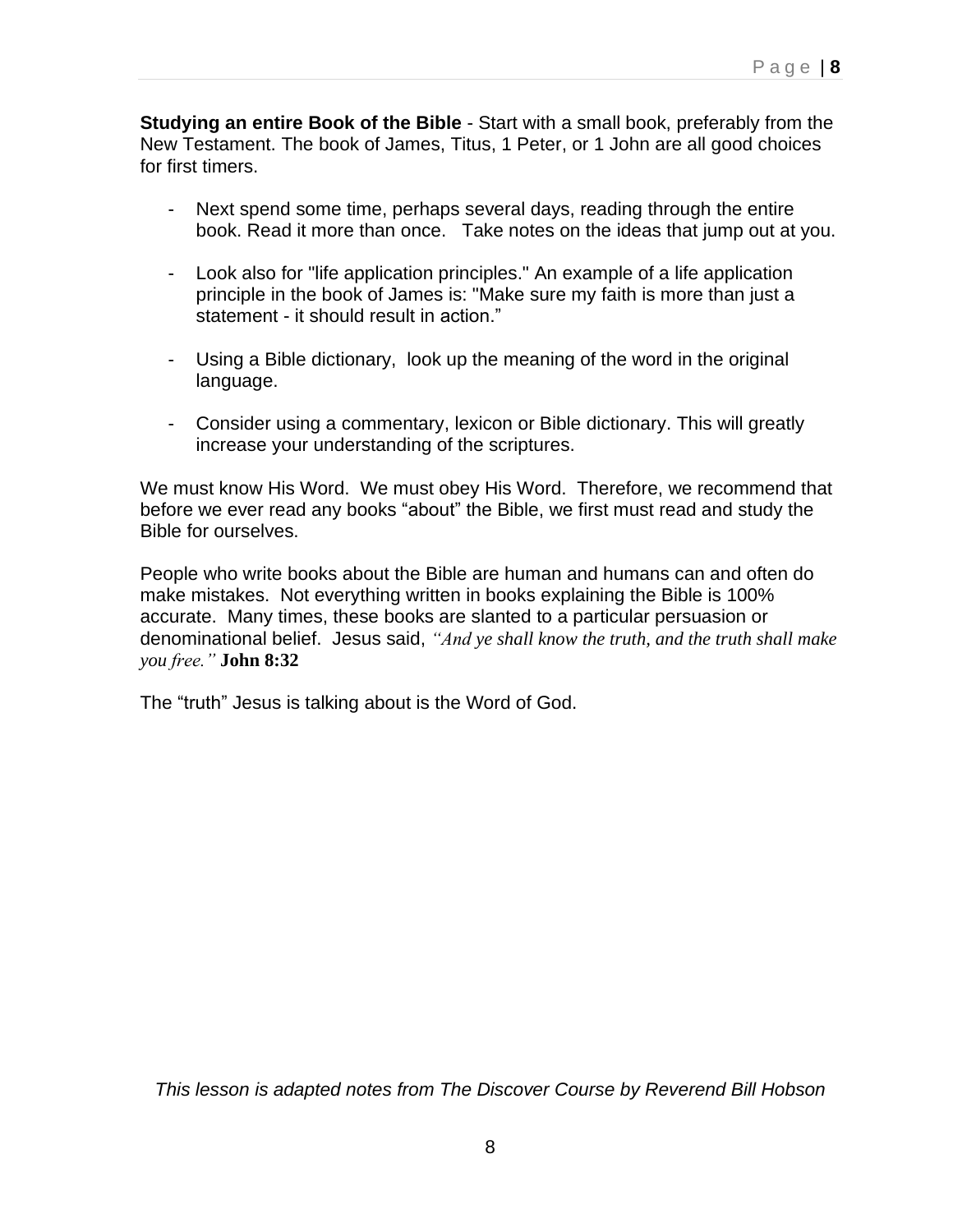**Studying an entire Book of the Bible** - Start with a small book, preferably from the New Testament. The book of James, Titus, 1 Peter, or 1 John are all good choices for first timers.

- Next spend some time, perhaps several days, reading through the entire book. Read it more than once. Take notes on the ideas that jump out at you.

- Look also for "life application principles." An example of a life application principle in the book of James is: "Make sure my faith is more than just a statement - it should result in action."

- Using a Bible dictionary, look up the meaning of the word in the original language.

- Consider using a commentary, lexicon or Bible dictionary. This will greatly increase your understanding of the scriptures.

We must know His Word. We must obey His Word. Therefore, we recommend that before we ever read any books "about" the Bible, we first must read and study the Bible for ourselves.

People who write books about the Bible are human and humans can and often do make mistakes. Not everything written in books explaining the Bible is 100% accurate. Many times, these books are slanted to a particular persuasion or denominational belief. Jesus said, *"And ye shall know the truth, and the truth shall make you free."* **John 8:32**

The "truth" Jesus is talking about is the Word of God.

*This lesson is adapted notes from The Discover Course by Reverend Bill Hobson*